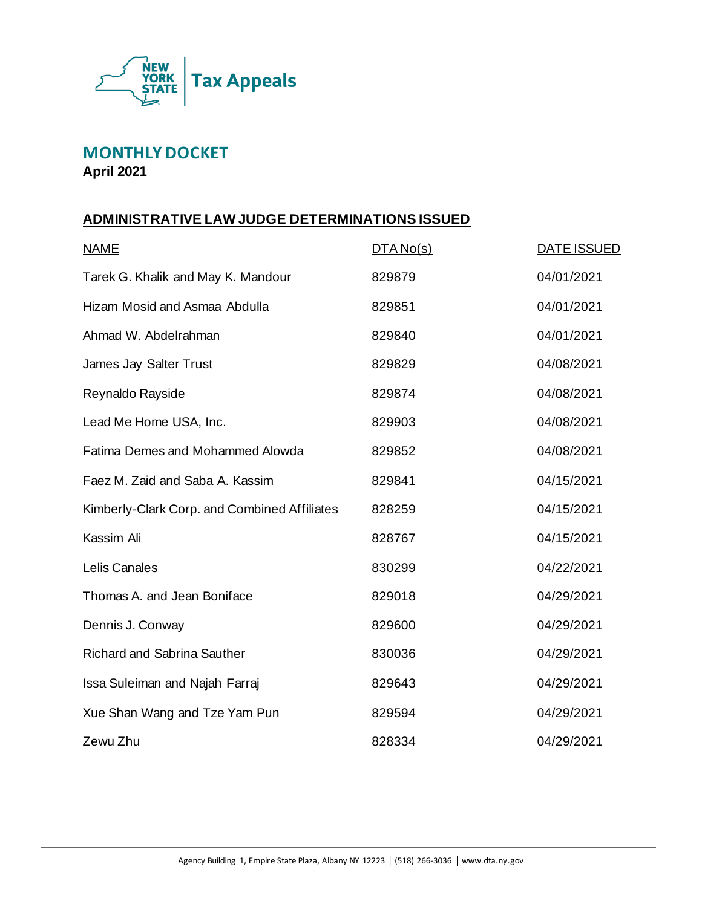New York State Tax Appeals

# MONTHLY DOCKET

**April 2021**

## ADMINISTRATIVE LAW JUDGE DETERMINATIONS ISSUED

| NAME | DTA No(s) | DATE ISSUED |
| --- | --- | --- |
| Tarek G. Khalik and May K. Mandour | 829879 | 04/01/2021 |
| Hizam Mosid and Asmaa Abdulla | 829851 | 04/01/2021 |
| Ahmad W. Abdelrahman | 829840 | 04/01/2021 |
| James Jay Salter Trust | 829829 | 04/08/2021 |
| Reynaldo Rayside | 829874 | 04/08/2021 |
| Lead Me Home USA, Inc. | 829903 | 04/08/2021 |
| Fatima Demes and Mohammed Alowda | 829852 | 04/08/2021 |
| Faez M. Zaid and Saba A. Kassim | 829841 | 04/15/2021 |
| Kimberly-Clark Corp. and Combined Affiliates | 828259 | 04/15/2021 |
| Kassim Ali | 828767 | 04/15/2021 |
| Lelis Canales | 830299 | 04/22/2021 |
| Thomas A. and Jean Boniface | 829018 | 04/29/2021 |
| Dennis J. Conway | 829600 | 04/29/2021 |
| Richard and Sabrina Sauther | 830036 | 04/29/2021 |
| Issa Suleiman and Najah Farraj | 829643 | 04/29/2021 |
| Xue Shan Wang and Tze Yam Pun | 829594 | 04/29/2021 |
| Zewu Zhu | 828334 | 04/29/2021 |

Agency Building 1, Empire State Plaza, Albany NY 12223 | (518) 266-3036 | www.dta.ny.gov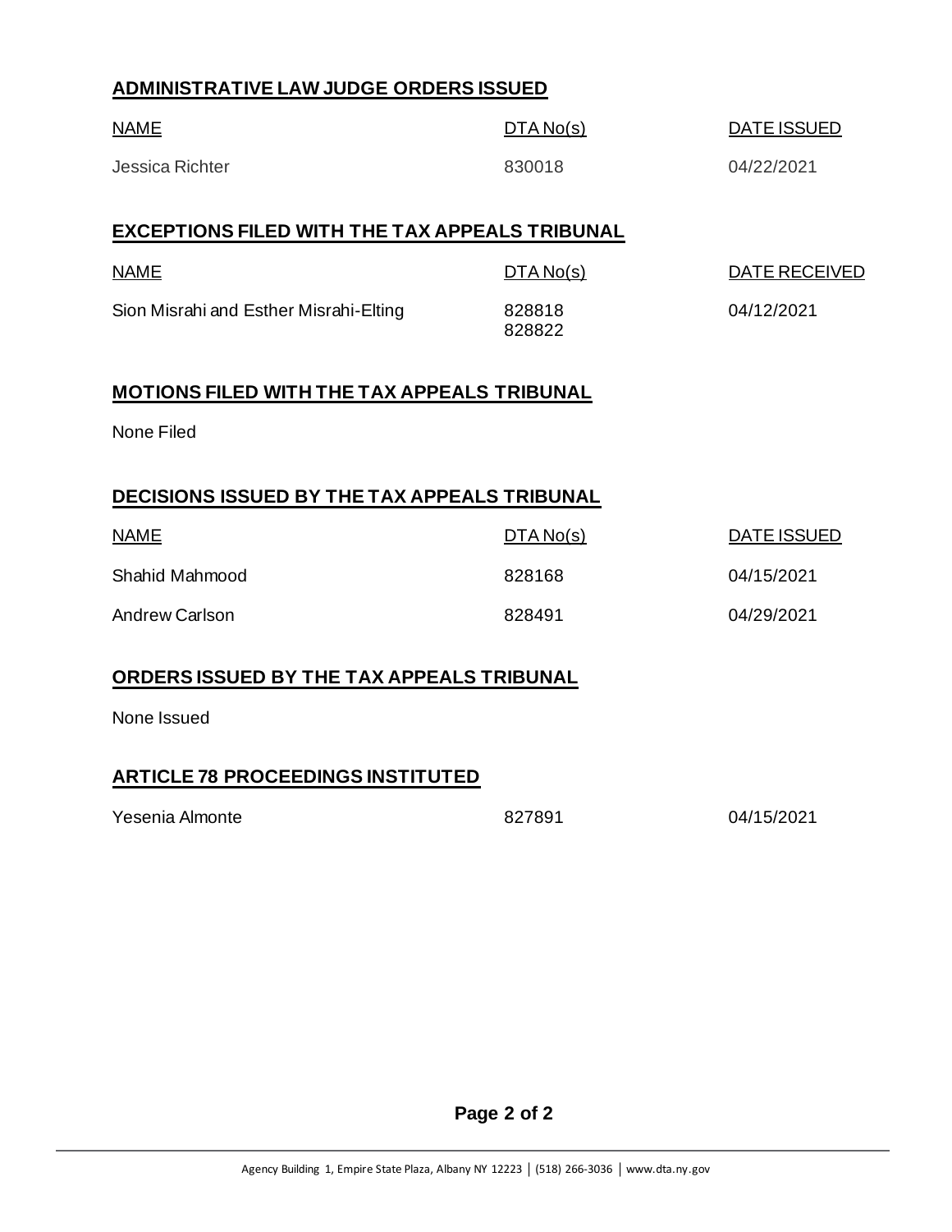## ADMINISTRATIVE LAW JUDGE ORDERS ISSUED

| NAME | DTA No(s) | DATE ISSUED |
|---|---|---|
| Jessica Richter | 830018 | 04/22/2021 |

## EXCEPTIONS FILED WITH THE TAX APPEALS TRIBUNAL

| NAME | DTA No(s) | DATE RECEIVED |
|---|---|---|
| Sion Misrahi and Esther Misrahi-Elting | 828818<br>828822 | 04/12/2021 |

## MOTIONS FILED WITH THE TAX APPEALS TRIBUNAL

None Filed

## DECISIONS ISSUED BY THE TAX APPEALS TRIBUNAL

| NAME | DTA No(s) | DATE ISSUED |
|---|---|---|
| Shahid Mahmood | 828168 | 04/15/2021 |
| Andrew Carlson | 828491 | 04/29/2021 |

## ORDERS ISSUED BY THE TAX APPEALS TRIBUNAL

None Issued

## ARTICLE 78 PROCEEDINGS INSTITUTED

| | | |
|---|---|---|
| Yesenia Almonte | 827891 | 04/15/2021 |

Agency Building 1, Empire State Plaza, Albany NY 12223 | (518) 266-3036 | www.dta.ny.gov